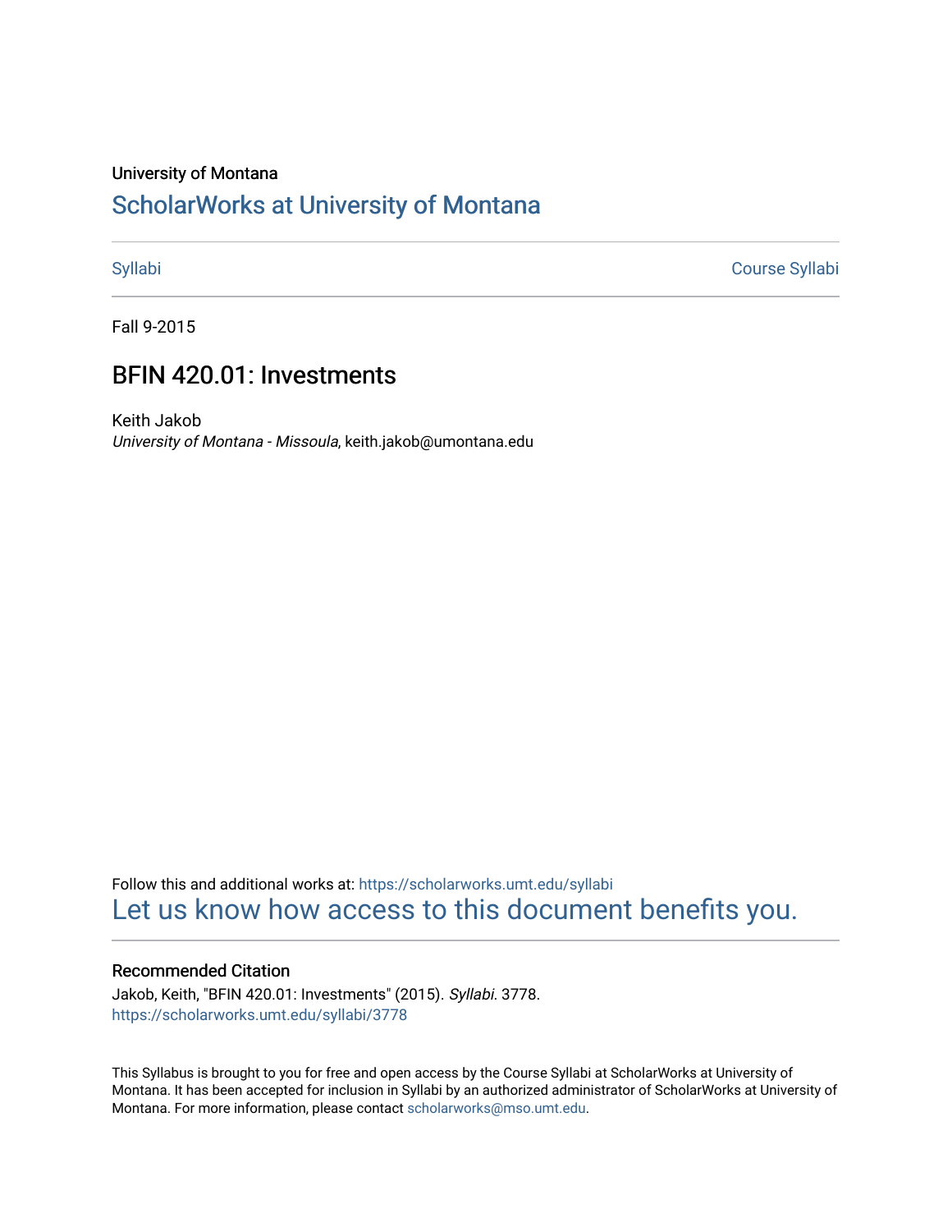University of Montana

# ScholarWorks at University of Montana

Syllabi | Course Syllabi

Fall 9-2015

## BFIN 420.01: Investments

Keith Jakob
*University of Montana - Missoula*, keith.jakob@umontana.edu

Follow this and additional works at: https://scholarworks.umt.edu/syllabi

Let us know how access to this document benefits you.

### Recommended Citation

Jakob, Keith, "BFIN 420.01: Investments" (2015). *Syllabi*. 3778.
https://scholarworks.umt.edu/syllabi/3778

This Syllabus is brought to you for free and open access by the Course Syllabi at ScholarWorks at University of Montana. It has been accepted for inclusion in Syllabi by an authorized administrator of ScholarWorks at University of Montana. For more information, please contact scholarworks@mso.umt.edu.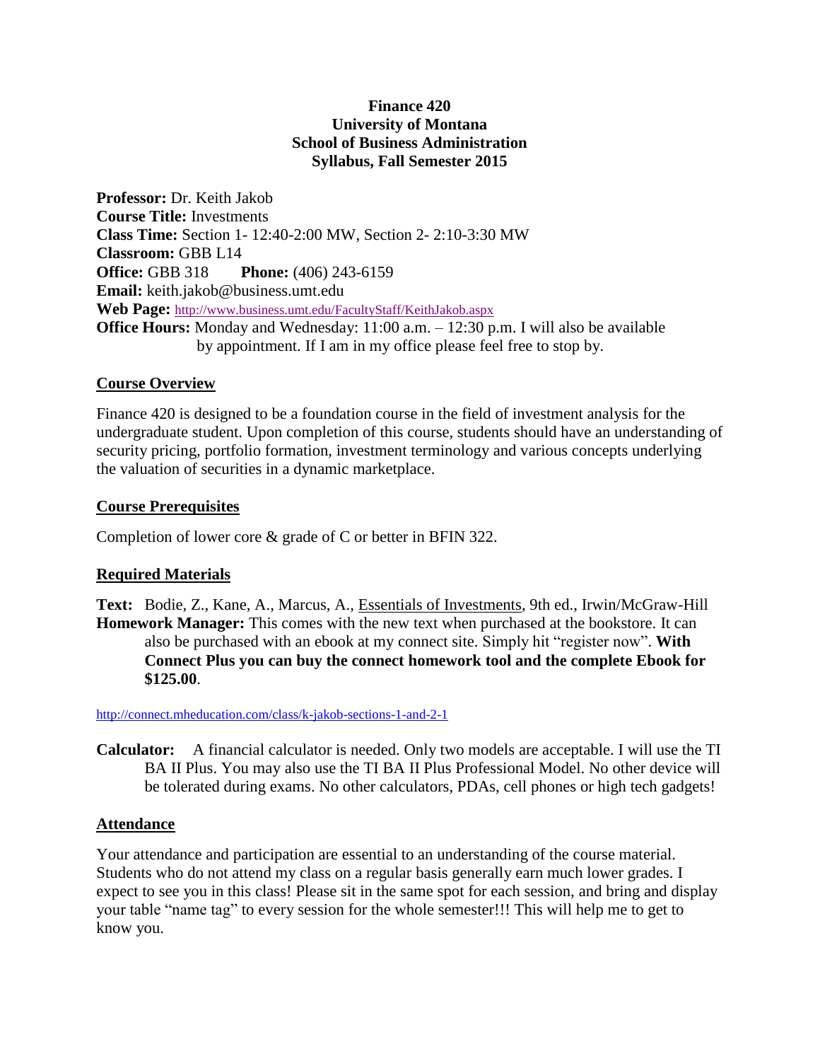# Finance 420
## University of Montana
## School of Business Administration
## Syllabus, Fall Semester 2015

**Professor:** Dr. Keith Jakob
**Course Title:** Investments
**Class Time:** Section 1- 12:40-2:00 MW, Section 2- 2:10-3:30 MW
**Classroom:** GBB L14
**Office:** GBB 318 **Phone:** (406) 243-6159
**Email:** keith.jakob@business.umt.edu
**Web Page:** http://www.business.umt.edu/FacultyStaff/KeithJakob.aspx
**Office Hours:** Monday and Wednesday: 11:00 a.m. – 12:30 p.m. I will also be available by appointment. If I am in my office please feel free to stop by.

### Course Overview

Finance 420 is designed to be a foundation course in the field of investment analysis for the undergraduate student. Upon completion of this course, students should have an understanding of security pricing, portfolio formation, investment terminology and various concepts underlying the valuation of securities in a dynamic marketplace.

### Course Prerequisites

Completion of lower core & grade of C or better in BFIN 322.

### Required Materials

**Text:** Bodie, Z., Kane, A., Marcus, A., Essentials of Investments, 9th ed., Irwin/McGraw-Hill
**Homework Manager:** This comes with the new text when purchased at the bookstore. It can also be purchased with an ebook at my connect site. Simply hit "register now". **With Connect Plus you can buy the connect homework tool and the complete Ebook for $125.00**.

http://connect.mheducation.com/class/k-jakob-sections-1-and-2-1

**Calculator:** A financial calculator is needed. Only two models are acceptable. I will use the TI BA II Plus. You may also use the TI BA II Plus Professional Model. No other device will be tolerated during exams. No other calculators, PDAs, cell phones or high tech gadgets!

### Attendance

Your attendance and participation are essential to an understanding of the course material. Students who do not attend my class on a regular basis generally earn much lower grades. I expect to see you in this class! Please sit in the same spot for each session, and bring and display your table "name tag" to every session for the whole semester!!! This will help me to get to know you.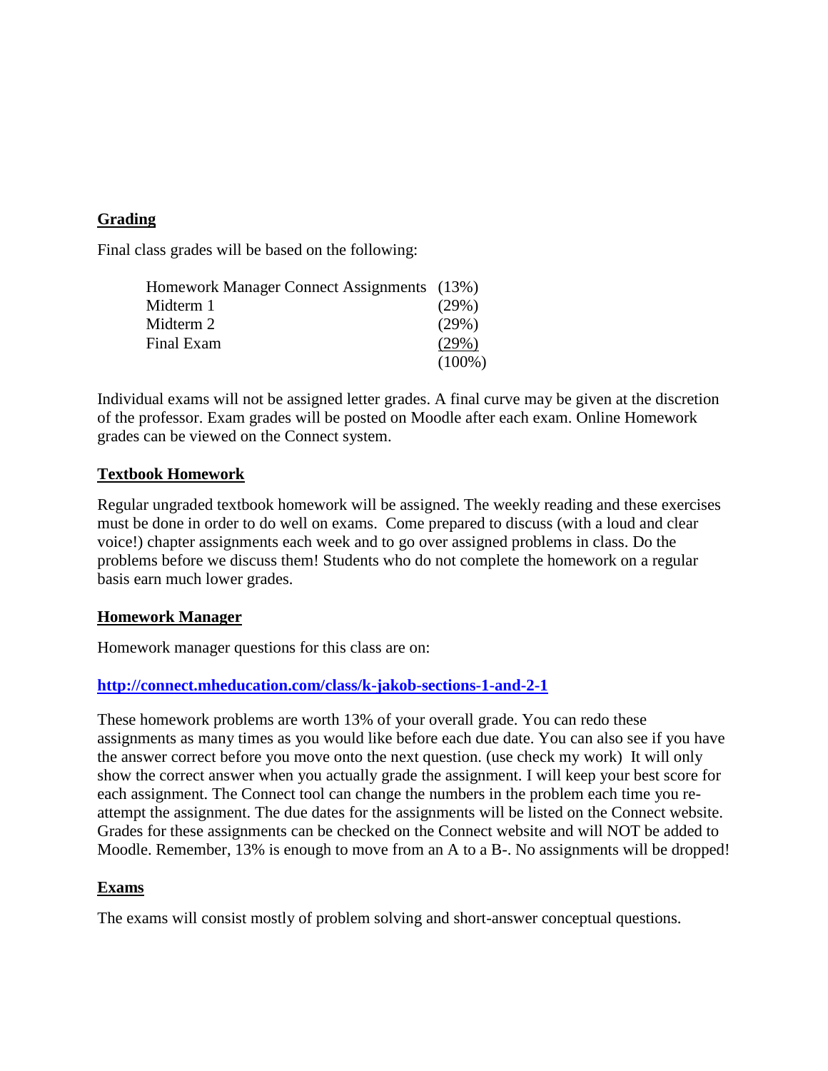## Grading

Final class grades will be based on the following:

| | |
|---|---|
| Homework Manager Connect Assignments | (13%) |
| Midterm 1 | (29%) |
| Midterm 2 | (29%) |
| Final Exam | (29%) |
| | (100%) |

Individual exams will not be assigned letter grades. A final curve may be given at the discretion of the professor. Exam grades will be posted on Moodle after each exam. Online Homework grades can be viewed on the Connect system.

## Textbook Homework

Regular ungraded textbook homework will be assigned. The weekly reading and these exercises must be done in order to do well on exams. Come prepared to discuss (with a loud and clear voice!) chapter assignments each week and to go over assigned problems in class. Do the problems before we discuss them! Students who do not complete the homework on a regular basis earn much lower grades.

## Homework Manager

Homework manager questions for this class are on:

**[http://connect.mheducation.com/class/k-jakob-sections-1-and-2-1](http://connect.mheducation.com/class/k-jakob-sections-1-and-2-1)**

These homework problems are worth 13% of your overall grade. You can redo these assignments as many times as you would like before each due date. You can also see if you have the answer correct before you move onto the next question. (use check my work) It will only show the correct answer when you actually grade the assignment. I will keep your best score for each assignment. The Connect tool can change the numbers in the problem each time you re-attempt the assignment. The due dates for the assignments will be listed on the Connect website. Grades for these assignments can be checked on the Connect website and will NOT be added to Moodle. Remember, 13% is enough to move from an A to a B-. No assignments will be dropped!

## Exams

The exams will consist mostly of problem solving and short-answer conceptual questions.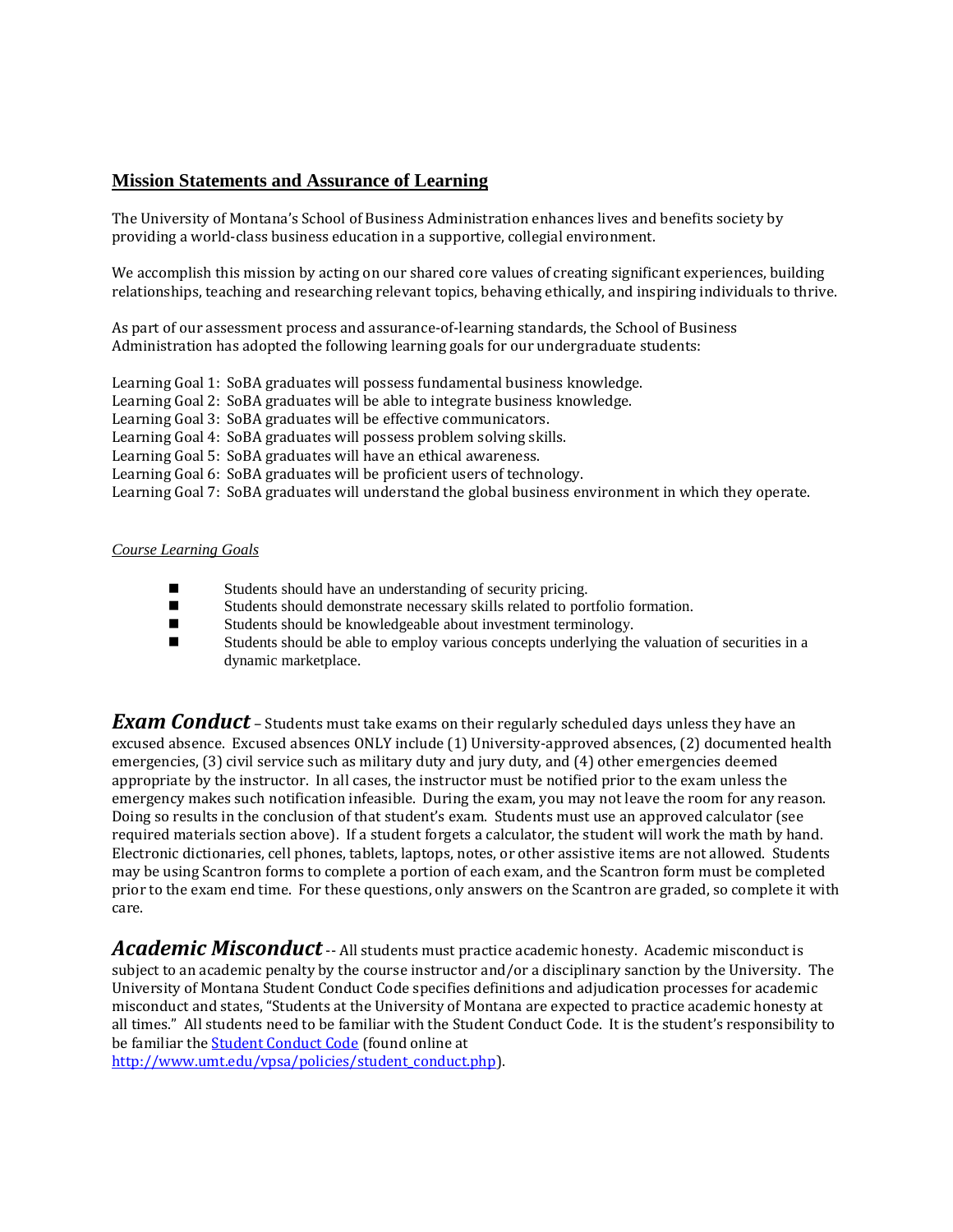## Mission Statements and Assurance of Learning

The University of Montana's School of Business Administration enhances lives and benefits society by providing a world-class business education in a supportive, collegial environment.

We accomplish this mission by acting on our shared core values of creating significant experiences, building relationships, teaching and researching relevant topics, behaving ethically, and inspiring individuals to thrive.

As part of our assessment process and assurance-of-learning standards, the School of Business Administration has adopted the following learning goals for our undergraduate students:

Learning Goal 1: SoBA graduates will possess fundamental business knowledge.
Learning Goal 2: SoBA graduates will be able to integrate business knowledge.
Learning Goal 3: SoBA graduates will be effective communicators.
Learning Goal 4: SoBA graduates will possess problem solving skills.
Learning Goal 5: SoBA graduates will have an ethical awareness.
Learning Goal 6: SoBA graduates will be proficient users of technology.
Learning Goal 7: SoBA graduates will understand the global business environment in which they operate.

*Course Learning Goals*

- Students should have an understanding of security pricing.
- Students should demonstrate necessary skills related to portfolio formation.
- Students should be knowledgeable about investment terminology.
- Students should be able to employ various concepts underlying the valuation of securities in a dynamic marketplace.

***Exam Conduct*** – Students must take exams on their regularly scheduled days unless they have an excused absence. Excused absences ONLY include (1) University-approved absences, (2) documented health emergencies, (3) civil service such as military duty and jury duty, and (4) other emergencies deemed appropriate by the instructor. In all cases, the instructor must be notified prior to the exam unless the emergency makes such notification infeasible. During the exam, you may not leave the room for any reason. Doing so results in the conclusion of that student's exam. Students must use an approved calculator (see required materials section above). If a student forgets a calculator, the student will work the math by hand. Electronic dictionaries, cell phones, tablets, laptops, notes, or other assistive items are not allowed. Students may be using Scantron forms to complete a portion of each exam, and the Scantron form must be completed prior to the exam end time. For these questions, only answers on the Scantron are graded, so complete it with care.

***Academic Misconduct*** -- All students must practice academic honesty. Academic misconduct is subject to an academic penalty by the course instructor and/or a disciplinary sanction by the University. The University of Montana Student Conduct Code specifies definitions and adjudication processes for academic misconduct and states, "Students at the University of Montana are expected to practice academic honesty at all times." All students need to be familiar with the Student Conduct Code. It is the student's responsibility to be familiar the [Student Conduct Code](http://www.umt.edu/vpsa/policies/student_conduct.php) (found online at http://www.umt.edu/vpsa/policies/student_conduct.php).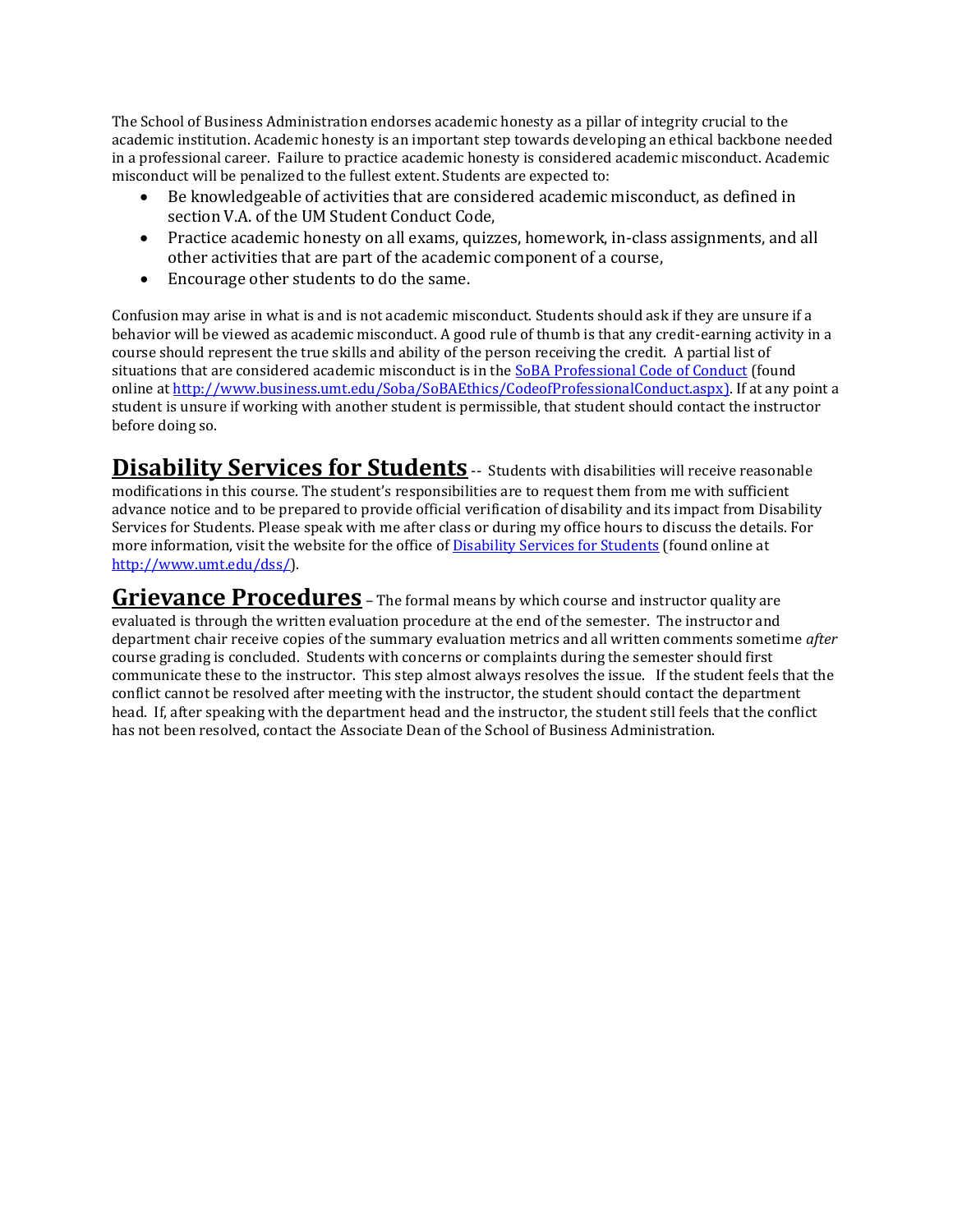The School of Business Administration endorses academic honesty as a pillar of integrity crucial to the academic institution. Academic honesty is an important step towards developing an ethical backbone needed in a professional career. Failure to practice academic honesty is considered academic misconduct. Academic misconduct will be penalized to the fullest extent. Students are expected to:

- Be knowledgeable of activities that are considered academic misconduct, as defined in section V.A. of the UM Student Conduct Code,
- Practice academic honesty on all exams, quizzes, homework, in-class assignments, and all other activities that are part of the academic component of a course,
- Encourage other students to do the same.

Confusion may arise in what is and is not academic misconduct. Students should ask if they are unsure if a behavior will be viewed as academic misconduct. A good rule of thumb is that any credit-earning activity in a course should represent the true skills and ability of the person receiving the credit. A partial list of situations that are considered academic misconduct is in the [SoBA Professional Code of Conduct](http://www.business.umt.edu/Soba/SoBAEthics/CodeofProfessionalConduct.aspx) (found online at [http://www.business.umt.edu/Soba/SoBAEthics/CodeofProfessionalConduct.aspx](http://www.business.umt.edu/Soba/SoBAEthics/CodeofProfessionalConduct.aspx)). If at any point a student is unsure if working with another student is permissible, that student should contact the instructor before doing so.

**Disability Services for Students** -- Students with disabilities will receive reasonable modifications in this course. The student's responsibilities are to request them from me with sufficient advance notice and to be prepared to provide official verification of disability and its impact from Disability Services for Students. Please speak with me after class or during my office hours to discuss the details. For more information, visit the website for the office of [Disability Services for Students](http://www.umt.edu/dss/) (found online at [http://www.umt.edu/dss/](http://www.umt.edu/dss/)).

**Grievance Procedures** – The formal means by which course and instructor quality are evaluated is through the written evaluation procedure at the end of the semester. The instructor and department chair receive copies of the summary evaluation metrics and all written comments sometime *after* course grading is concluded. Students with concerns or complaints during the semester should first communicate these to the instructor. This step almost always resolves the issue. If the student feels that the conflict cannot be resolved after meeting with the instructor, the student should contact the department head. If, after speaking with the department head and the instructor, the student still feels that the conflict has not been resolved, contact the Associate Dean of the School of Business Administration.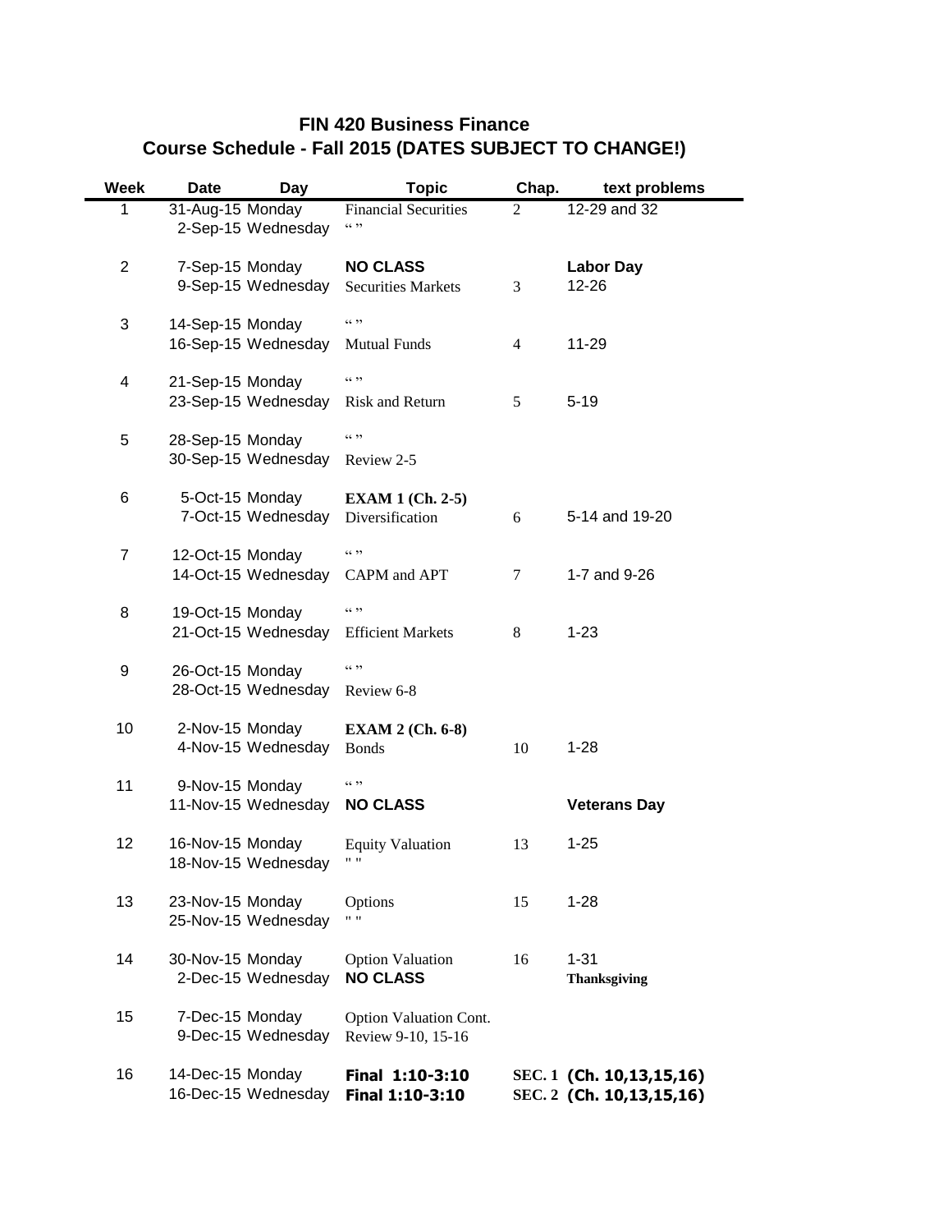## FIN 420 Business Finance
## Course Schedule - Fall 2015 (DATES SUBJECT TO CHANGE!)

| Week | Date | Day | Topic | Chap. | text problems |
|---|---|---|---|---|---|
| 1 | 31-Aug-15 | Monday | Financial Securities | 2 | 12-29 and 32 |
| | 2-Sep-15 | Wednesday | " " | | |
| 2 | 7-Sep-15 | Monday | **NO CLASS** | | **Labor Day** |
| | 9-Sep-15 | Wednesday | Securities Markets | 3 | 12-26 |
| 3 | 14-Sep-15 | Monday | " " | | |
| | 16-Sep-15 | Wednesday | Mutual Funds | 4 | 11-29 |
| 4 | 21-Sep-15 | Monday | " " | | |
| | 23-Sep-15 | Wednesday | Risk and Return | 5 | 5-19 |
| 5 | 28-Sep-15 | Monday | " " | | |
| | 30-Sep-15 | Wednesday | Review 2-5 | | |
| 6 | 5-Oct-15 | Monday | **EXAM 1 (Ch. 2-5)** | | |
| | 7-Oct-15 | Wednesday | Diversification | 6 | 5-14 and 19-20 |
| 7 | 12-Oct-15 | Monday | " " | | |
| | 14-Oct-15 | Wednesday | CAPM and APT | 7 | 1-7 and 9-26 |
| 8 | 19-Oct-15 | Monday | " " | | |
| | 21-Oct-15 | Wednesday | Efficient Markets | 8 | 1-23 |
| 9 | 26-Oct-15 | Monday | " " | | |
| | 28-Oct-15 | Wednesday | Review 6-8 | | |
| 10 | 2-Nov-15 | Monday | **EXAM 2 (Ch. 6-8)** | | |
| | 4-Nov-15 | Wednesday | Bonds | 10 | 1-28 |
| 11 | 9-Nov-15 | Monday | " " | | |
| | 11-Nov-15 | Wednesday | **NO CLASS** | | **Veterans Day** |
| 12 | 16-Nov-15 | Monday | Equity Valuation | 13 | 1-25 |
| | 18-Nov-15 | Wednesday | " " | | |
| 13 | 23-Nov-15 | Monday | Options | 15 | 1-28 |
| | 25-Nov-15 | Wednesday | " " | | |
| 14 | 30-Nov-15 | Monday | Option Valuation | 16 | 1-31 |
| | 2-Dec-15 | Wednesday | **NO CLASS** | | **Thanksgiving** |
| 15 | 7-Dec-15 | Monday | Option Valuation Cont. | | |
| | 9-Dec-15 | Wednesday | Review 9-10, 15-16 | | |
| 16 | 14-Dec-15 | Monday | **Final 1:10-3:10** | **SEC. 1** | **(Ch. 10,13,15,16)** |
| | 16-Dec-15 | Wednesday | **Final 1:10-3:10** | **SEC. 2** | **(Ch. 10,13,15,16)** |